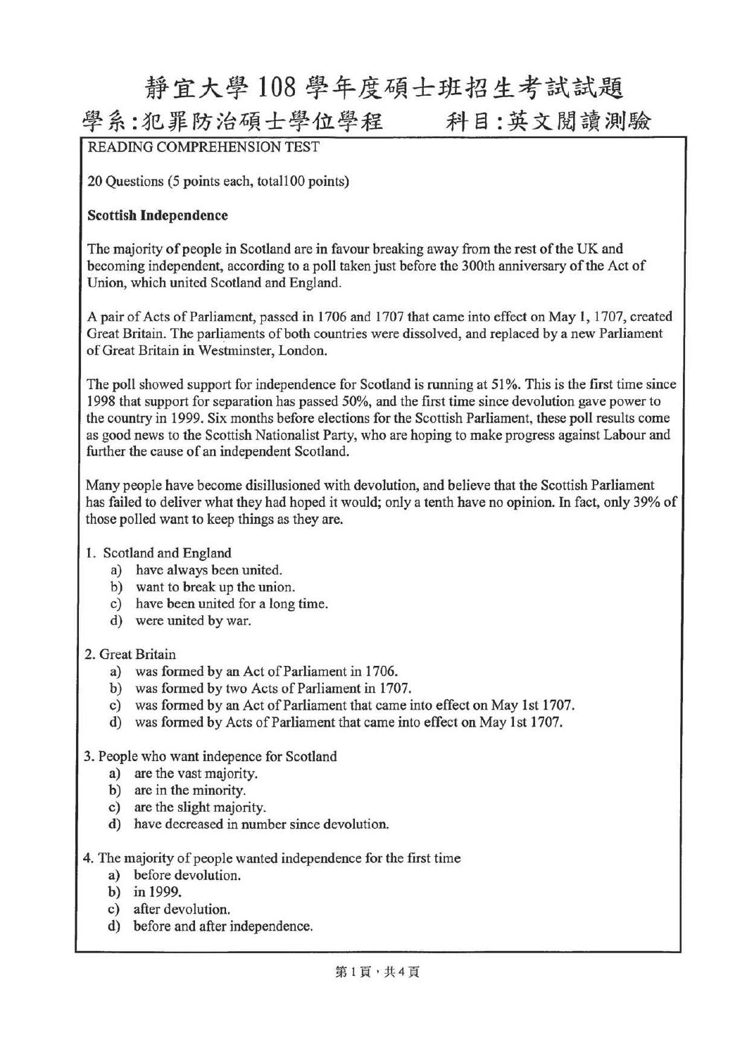# 靜宜大學 108 學年度碩士班招生考試試題

## 學系:犯罪防治碩士學位學程　　科目:英文閱讀測驗

READING COMPREHENSION TEST

20 Questions (5 points each, total100 points)

**Scottish Independence**

The majority of people in Scotland are in favour breaking away from the rest of the UK and becoming independent, according to a poll taken just before the 300th anniversary of the Act of Union, which united Scotland and England.

A pair of Acts of Parliament, passed in 1706 and 1707 that came into effect on May 1, 1707, created Great Britain. The parliaments of both countries were dissolved, and replaced by a new Parliament of Great Britain in Westminster, London.

The poll showed support for independence for Scotland is running at 51%. This is the first time since 1998 that support for separation has passed 50%, and the first time since devolution gave power to the country in 1999. Six months before elections for the Scottish Parliament, these poll results come as good news to the Scottish Nationalist Party, who are hoping to make progress against Labour and further the cause of an independent Scotland.

Many people have become disillusioned with devolution, and believe that the Scottish Parliament has failed to deliver what they had hoped it would; only a tenth have no opinion. In fact, only 39% of those polled want to keep things as they are.

1. Scotland and England
    a) have always been united.
    b) want to break up the union.
    c) have been united for a long time.
    d) were united by war.

2. Great Britain
    a) was formed by an Act of Parliament in 1706.
    b) was formed by two Acts of Parliament in 1707.
    c) was formed by an Act of Parliament that came into effect on May 1st 1707.
    d) was formed by Acts of Parliament that came into effect on May 1st 1707.

3. People who want indepence for Scotland
    a) are the vast majority.
    b) are in the minority.
    c) are the slight majority.
    d) have decreased in number since devolution.

4. The majority of people wanted independence for the first time
    a) before devolution.
    b) in 1999.
    c) after devolution.
    d) before and after independence.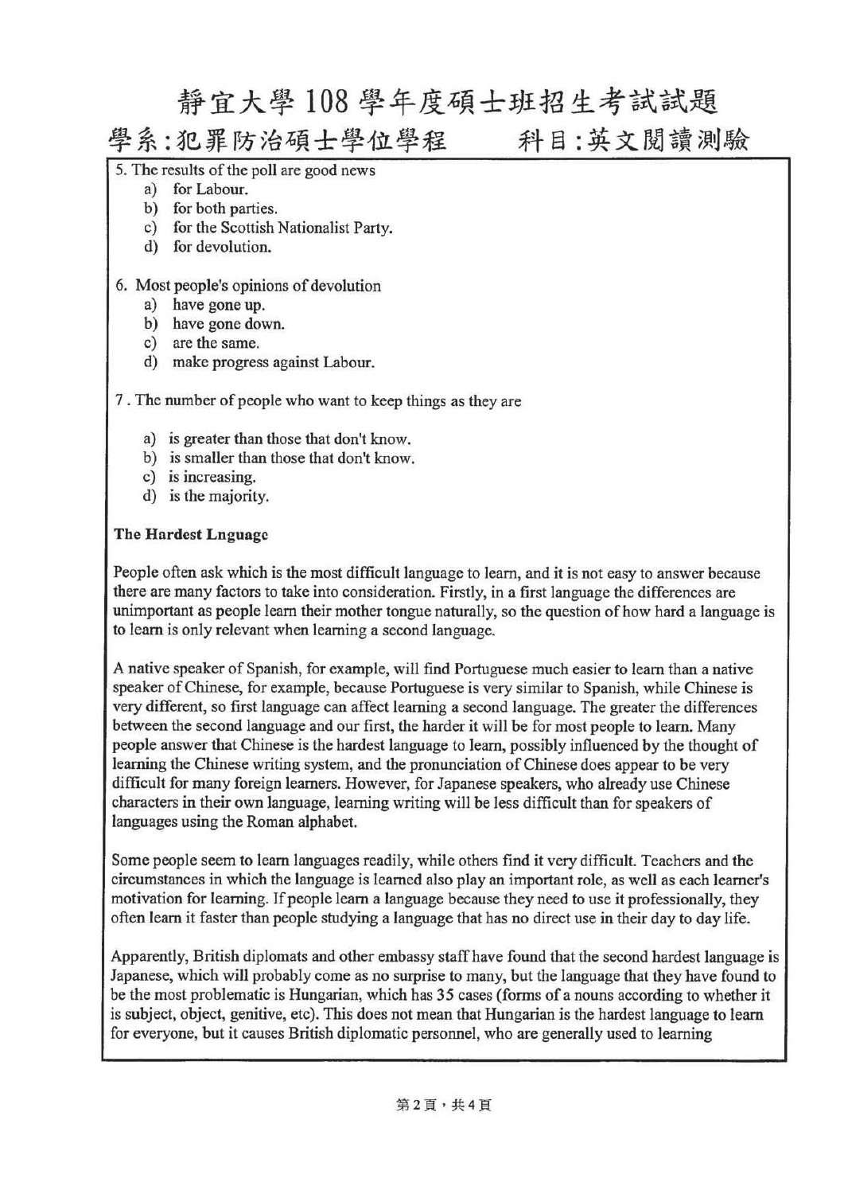5. The results of the poll are good news
   a) for Labour.
   b) for both parties.
   c) for the Scottish Nationalist Party.
   d) for devolution.

6. Most people's opinions of devolution
   a) have gone up.
   b) have gone down.
   c) are the same.
   d) make progress against Labour.

7 . The number of people who want to keep things as they are

   a) is greater than those that don't know.
   b) is smaller than those that don't know.
   c) is increasing.
   d) is the majority.

**The Hardest Lnguage**

People often ask which is the most difficult language to learn, and it is not easy to answer because there are many factors to take into consideration. Firstly, in a first language the differences are unimportant as people learn their mother tongue naturally, so the question of how hard a language is to learn is only relevant when learning a second language.

A native speaker of Spanish, for example, will find Portuguese much easier to learn than a native speaker of Chinese, for example, because Portuguese is very similar to Spanish, while Chinese is very different, so first language can affect learning a second language. The greater the differences between the second language and our first, the harder it will be for most people to learn. Many people answer that Chinese is the hardest language to learn, possibly influenced by the thought of learning the Chinese writing system, and the pronunciation of Chinese does appear to be very difficult for many foreign learners. However, for Japanese speakers, who already use Chinese characters in their own language, learning writing will be less difficult than for speakers of languages using the Roman alphabet.

Some people seem to learn languages readily, while others find it very difficult. Teachers and the circumstances in which the language is learned also play an important role, as well as each learner's motivation for learning. If people learn a language because they need to use it professionally, they often learn it faster than people studying a language that has no direct use in their day to day life.

Apparently, British diplomats and other embassy staff have found that the second hardest language is Japanese, which will probably come as no surprise to many, but the language that they have found to be the most problematic is Hungarian, which has 35 cases (forms of a nouns according to whether it is subject, object, genitive, etc). This does not mean that Hungarian is the hardest language to learn for everyone, but it causes British diplomatic personnel, who are generally used to learning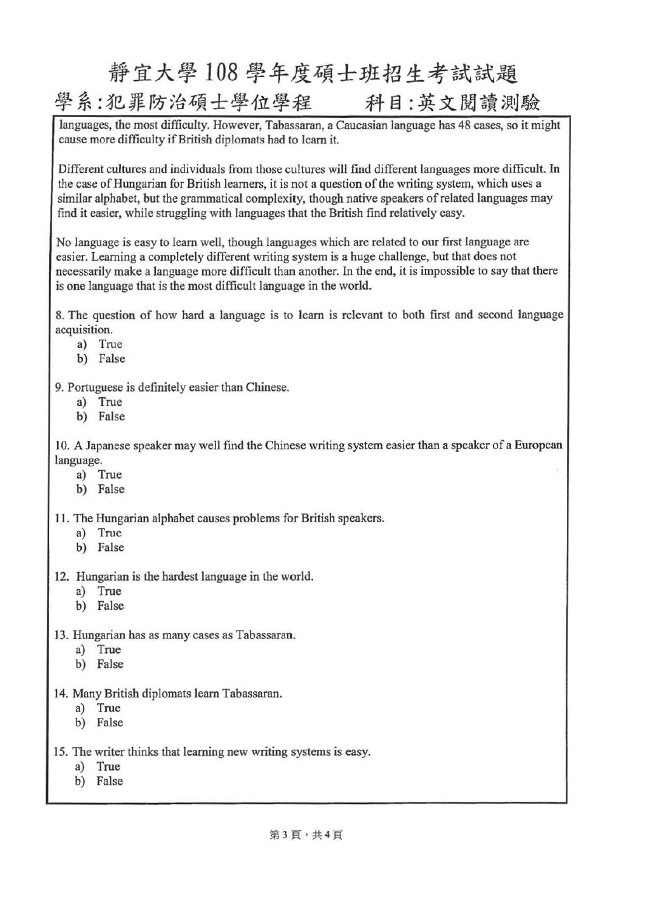languages, the most difficulty. However, Tabassaran, a Caucasian language has 48 cases, so it might cause more difficulty if British diplomats had to learn it.

Different cultures and individuals from those cultures will find different languages more difficult. In the case of Hungarian for British learners, it is not a question of the writing system, which uses a similar alphabet, but the grammatical complexity, though native speakers of related languages may find it easier, while struggling with languages that the British find relatively easy.

No language is easy to learn well, though languages which are related to our first language are easier. Learning a completely different writing system is a huge challenge, but that does not necessarily make a language more difficult than another. In the end, it is impossible to say that there is one language that is the most difficult language in the world.

8. The question of how hard a language is to learn is relevant to both first and second language acquisition.
   a) True
   b) False

9. Portuguese is definitely easier than Chinese.
   a) True
   b) False

10. A Japanese speaker may well find the Chinese writing system easier than a speaker of a European language.
   a) True
   b) False

11. The Hungarian alphabet causes problems for British speakers.
   a) True
   b) False

12. Hungarian is the hardest language in the world.
   a) True
   b) False

13. Hungarian has as many cases as Tabassaran.
   a) True
   b) False

14. Many British diplomats learn Tabassaran.
   a) True
   b) False

15. The writer thinks that learning new writing systems is easy.
   a) True
   b) False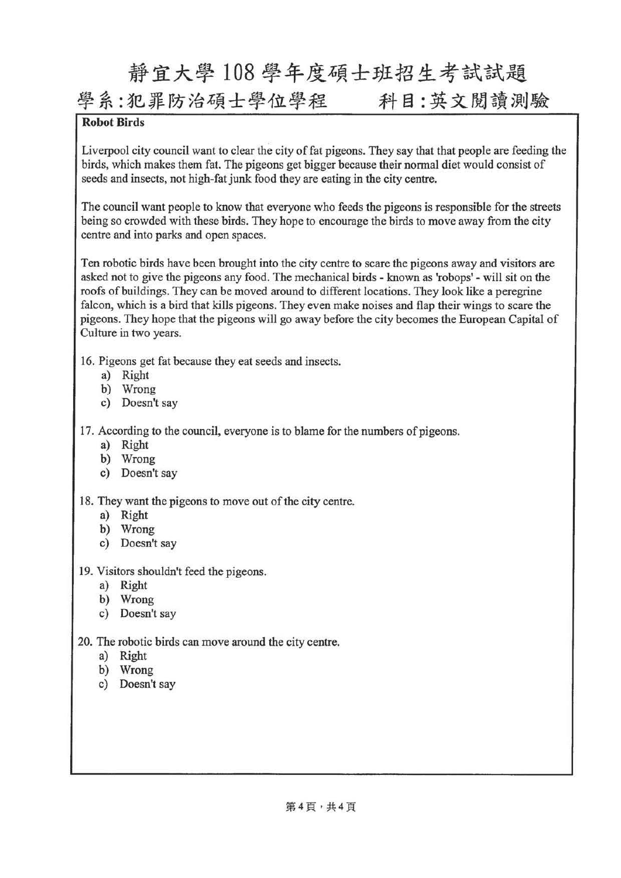# 靜宜大學 108 學年度碩士班招生考試試題

## 學系:犯罪防治碩士學位學程　　科目:英文閱讀測驗

**Robot Birds**

Liverpool city council want to clear the city of fat pigeons. They say that that people are feeding the birds, which makes them fat. The pigeons get bigger because their normal diet would consist of seeds and insects, not high-fat junk food they are eating in the city centre.

The council want people to know that everyone who feeds the pigeons is responsible for the streets being so crowded with these birds. They hope to encourage the birds to move away from the city centre and into parks and open spaces.

Ten robotic birds have been brought into the city centre to scare the pigeons away and visitors are asked not to give the pigeons any food. The mechanical birds - known as 'robops' - will sit on the roofs of buildings. They can be moved around to different locations. They look like a peregrine falcon, which is a bird that kills pigeons. They even make noises and flap their wings to scare the pigeons. They hope that the pigeons will go away before the city becomes the European Capital of Culture in two years.

16. Pigeons get fat because they eat seeds and insects.
    a) Right
    b) Wrong
    c) Doesn't say

17. According to the council, everyone is to blame for the numbers of pigeons.
    a) Right
    b) Wrong
    c) Doesn't say

18. They want the pigeons to move out of the city centre.
    a) Right
    b) Wrong
    c) Doesn't say

19. Visitors shouldn't feed the pigeons.
    a) Right
    b) Wrong
    c) Doesn't say

20. The robotic birds can move around the city centre.
    a) Right
    b) Wrong
    c) Doesn't say